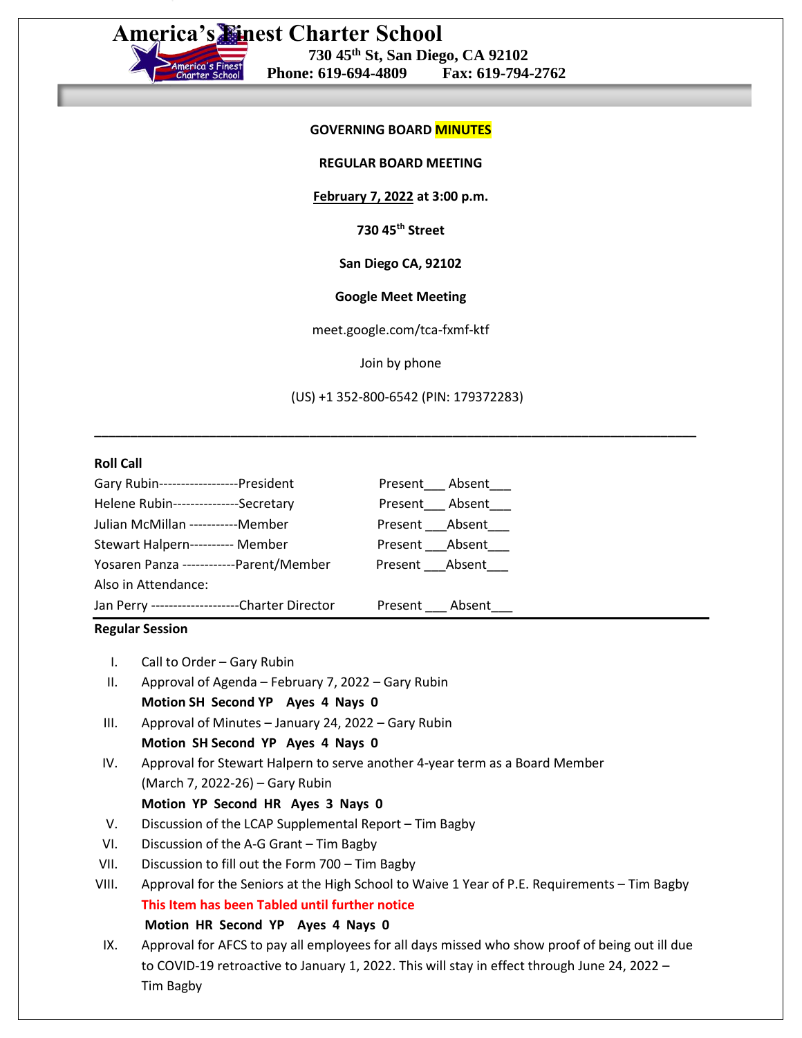# America's Finest Charter School

**730 45th St, San Diego, CA 92102**
**Phone: 619-694-4809 Fax: 619-794-2762**

**GOVERNING BOARD MINUTES**

**REGULAR BOARD MEETING**

**February 7, 2022 at 3:00 p.m.**

**730 45th Street**

**San Diego CA, 92102**

**Google Meet Meeting**

meet.google.com/tca-fxmf-ktf

Join by phone

(US) +1 352-800-6542 (PIN: 179372283)

---

**Roll Call**

| | |
|---|---|
| Gary Rubin------------------President | Present___ Absent___ |
| Helene Rubin---------------Secretary | Present___ Absent___ |
| Julian McMillan -----------Member | Present ___Absent___ |
| Stewart Halpern---------- Member | Present ___Absent___ |
| Yosaren Panza ------------Parent/Member | Present ___Absent___ |
| Also in Attendance: | |
| Jan Perry --------------------Charter Director | Present ___ Absent___ |

**Regular Session**

I. Call to Order – Gary Rubin

II. Approval of Agenda – February 7, 2022 – Gary Rubin
**Motion SH Second YP Ayes 4 Nays 0**

III. Approval of Minutes – January 24, 2022 – Gary Rubin
**Motion SH Second YP Ayes 4 Nays 0**

IV. Approval for Stewart Halpern to serve another 4-year term as a Board Member (March 7, 2022-26) – Gary Rubin
**Motion YP Second HR Ayes 3 Nays 0**

V. Discussion of the LCAP Supplemental Report – Tim Bagby

VI. Discussion of the A-G Grant – Tim Bagby

VII. Discussion to fill out the Form 700 – Tim Bagby

VIII. Approval for the Seniors at the High School to Waive 1 Year of P.E. Requirements – Tim Bagby
**This Item has been Tabled until further notice**
**Motion HR Second YP Ayes 4 Nays 0**

IX. Approval for AFCS to pay all employees for all days missed who show proof of being out ill due to COVID-19 retroactive to January 1, 2022. This will stay in effect through June 24, 2022 – Tim Bagby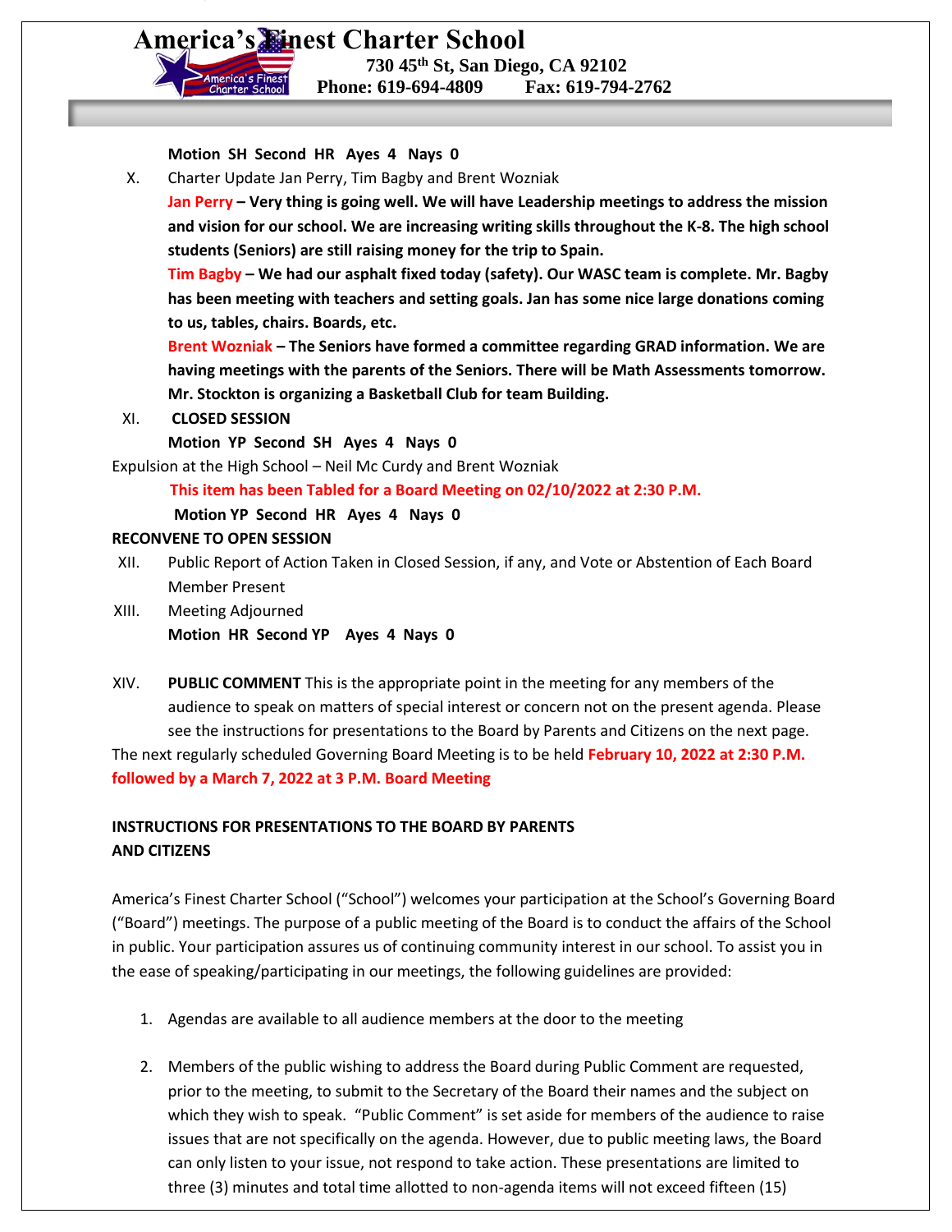**Motion SH Second HR Ayes 4 Nays 0**

X. Charter Update Jan Perry, Tim Bagby and Brent Wozniak

**Jan Perry – Very thing is going well. We will have Leadership meetings to address the mission and vision for our school. We are increasing writing skills throughout the K-8. The high school students (Seniors) are still raising money for the trip to Spain.**

**Tim Bagby – We had our asphalt fixed today (safety). Our WASC team is complete. Mr. Bagby has been meeting with teachers and setting goals. Jan has some nice large donations coming to us, tables, chairs. Boards, etc.**

**Brent Wozniak – The Seniors have formed a committee regarding GRAD information. We are having meetings with the parents of the Seniors. There will be Math Assessments tomorrow. Mr. Stockton is organizing a Basketball Club for team Building.**

XI. **CLOSED SESSION**

**Motion YP Second SH Ayes 4 Nays 0**

Expulsion at the High School – Neil Mc Curdy and Brent Wozniak

**This item has been Tabled for a Board Meeting on 02/10/2022 at 2:30 P.M.**

**Motion YP Second HR Ayes 4 Nays 0**

**RECONVENE TO OPEN SESSION**

XII. Public Report of Action Taken in Closed Session, if any, and Vote or Abstention of Each Board Member Present

XIII. Meeting Adjourned

**Motion HR Second YP Ayes 4 Nays 0**

XIV. **PUBLIC COMMENT** This is the appropriate point in the meeting for any members of the audience to speak on matters of special interest or concern not on the present agenda. Please see the instructions for presentations to the Board by Parents and Citizens on the next page.

The next regularly scheduled Governing Board Meeting is to be held **February 10, 2022 at 2:30 P.M. followed by a March 7, 2022 at 3 P.M. Board Meeting**

**INSTRUCTIONS FOR PRESENTATIONS TO THE BOARD BY PARENTS AND CITIZENS**

America's Finest Charter School ("School") welcomes your participation at the School's Governing Board ("Board") meetings. The purpose of a public meeting of the Board is to conduct the affairs of the School in public. Your participation assures us of continuing community interest in our school. To assist you in the ease of speaking/participating in our meetings, the following guidelines are provided:

1. Agendas are available to all audience members at the door to the meeting

2. Members of the public wishing to address the Board during Public Comment are requested, prior to the meeting, to submit to the Secretary of the Board their names and the subject on which they wish to speak. "Public Comment" is set aside for members of the audience to raise issues that are not specifically on the agenda. However, due to public meeting laws, the Board can only listen to your issue, not respond to take action. These presentations are limited to three (3) minutes and total time allotted to non-agenda items will not exceed fifteen (15)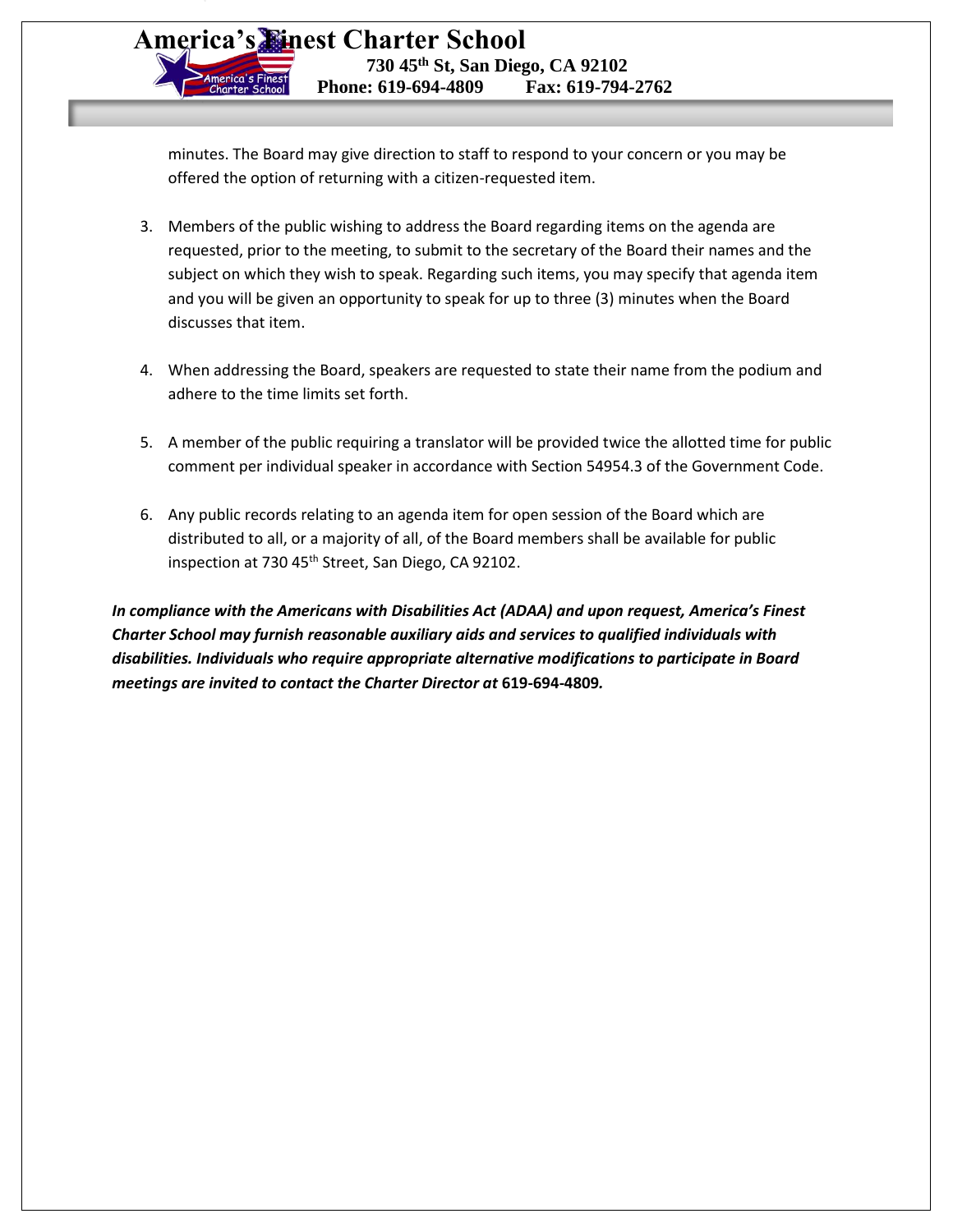minutes. The Board may give direction to staff to respond to your concern or you may be offered the option of returning with a citizen-requested item.

3. Members of the public wishing to address the Board regarding items on the agenda are requested, prior to the meeting, to submit to the secretary of the Board their names and the subject on which they wish to speak. Regarding such items, you may specify that agenda item and you will be given an opportunity to speak for up to three (3) minutes when the Board discusses that item.

4. When addressing the Board, speakers are requested to state their name from the podium and adhere to the time limits set forth.

5. A member of the public requiring a translator will be provided twice the allotted time for public comment per individual speaker in accordance with Section 54954.3 of the Government Code.

6. Any public records relating to an agenda item for open session of the Board which are distributed to all, or a majority of all, of the Board members shall be available for public inspection at 730 45th Street, San Diego, CA 92102.

***In compliance with the Americans with Disabilities Act (ADAA) and upon request, America's Finest Charter School may furnish reasonable auxiliary aids and services to qualified individuals with disabilities. Individuals who require appropriate alternative modifications to participate in Board meetings are invited to contact the Charter Director at 619-694-4809.***